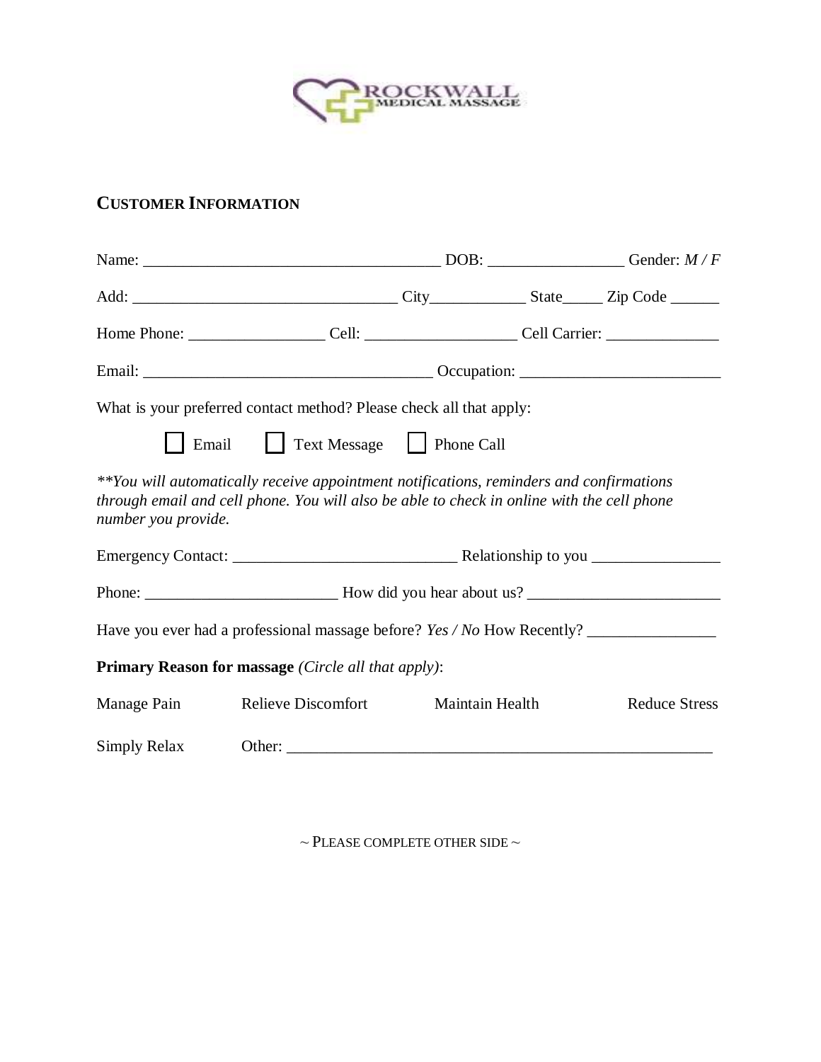ROCKWALL MEDICAL MASSAGE

## CUSTOMER INFORMATION

Name: _____________________________________ DOB: _________________ Gender: *M / F*

Add: _________________________________ City____________ State_____ Zip Code ______

Home Phone: _________________ Cell: ___________________ Cell Carrier: ______________

Email: ____________________________________ Occupation: ________________________

What is your preferred contact method? Please check all that apply:

☐ Email ☐ Text Message ☐ Phone Call

*\*\*You will automatically receive appointment notifications, reminders and confirmations through email and cell phone. You will also be able to check in online with the cell phone number you provide.*

Emergency Contact: ____________________________ Relationship to you ________________

Phone: ________________________ How did you hear about us? ________________________

Have you ever had a professional massage before? *Yes / No* How Recently? ________________

**Primary Reason for massage** *(Circle all that apply)*:

Manage Pain    Relieve Discomfort    Maintain Health    Reduce Stress

Simply Relax    Other: ______________________________________________________

~ PLEASE COMPLETE OTHER SIDE ~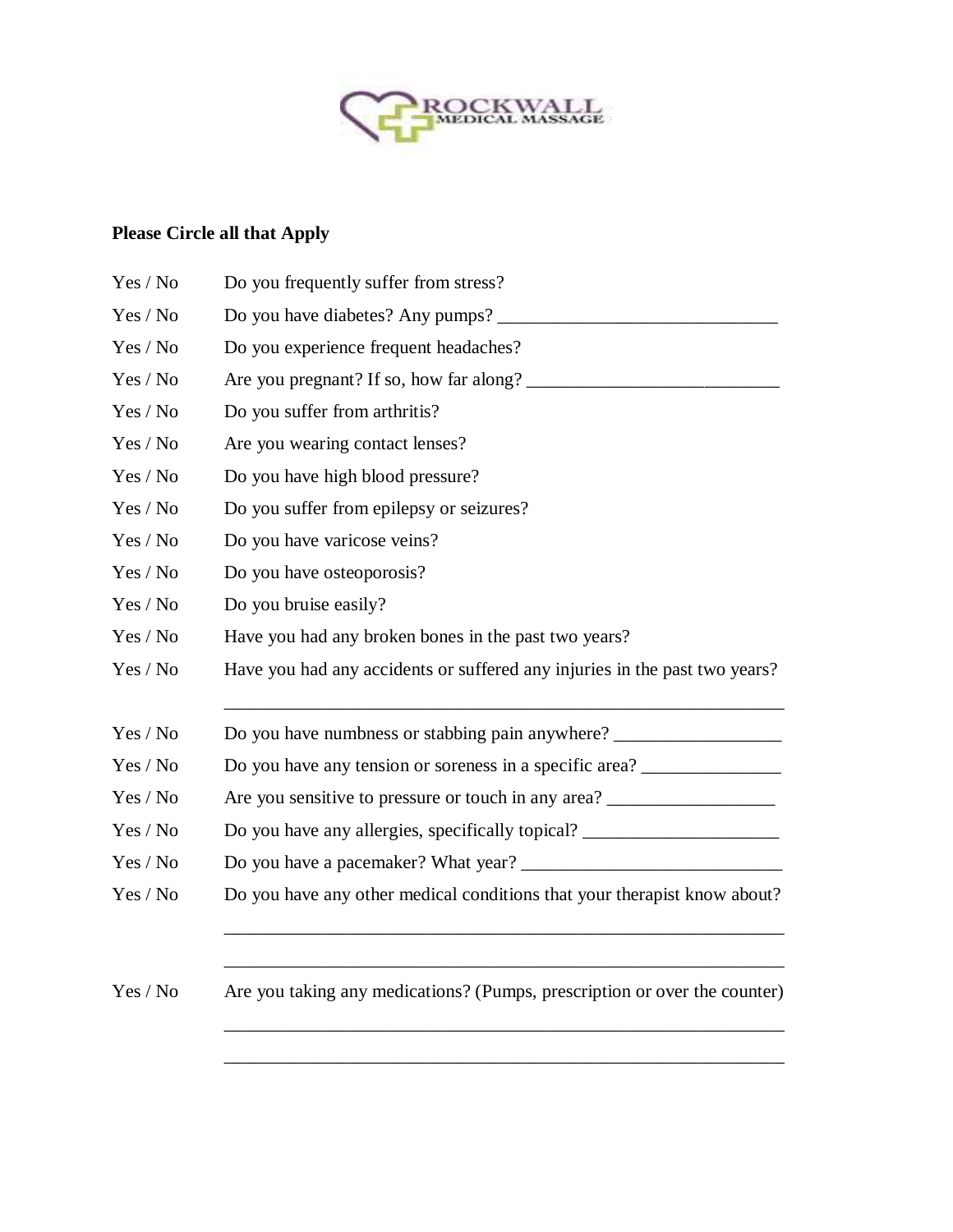ROCKWALL MEDICAL MASSAGE

**Please Circle all that Apply**

Yes / No Do you frequently suffer from stress?

Yes / No Do you have diabetes? Any pumps? ______________________________

Yes / No Do you experience frequent headaches?

Yes / No Are you pregnant? If so, how far along? ___________________________

Yes / No Do you suffer from arthritis?

Yes / No Are you wearing contact lenses?

Yes / No Do you have high blood pressure?

Yes / No Do you suffer from epilepsy or seizures?

Yes / No Do you have varicose veins?

Yes / No Do you have osteoporosis?

Yes / No Do you bruise easily?

Yes / No Have you had any broken bones in the past two years?

Yes / No Have you had any accidents or suffered any injuries in the past two years?

_______________________________________________________________

Yes / No Do you have numbness or stabbing pain anywhere? __________________

Yes / No Do you have any tension or soreness in a specific area? _______________

Yes / No Are you sensitive to pressure or touch in any area? __________________

Yes / No Do you have any allergies, specifically topical? _____________________

Yes / No Do you have a pacemaker? What year? ____________________________

Yes / No Do you have any other medical conditions that your therapist know about?

_______________________________________________________________

_______________________________________________________________

Yes / No Are you taking any medications? (Pumps, prescription or over the counter)

_______________________________________________________________

_______________________________________________________________